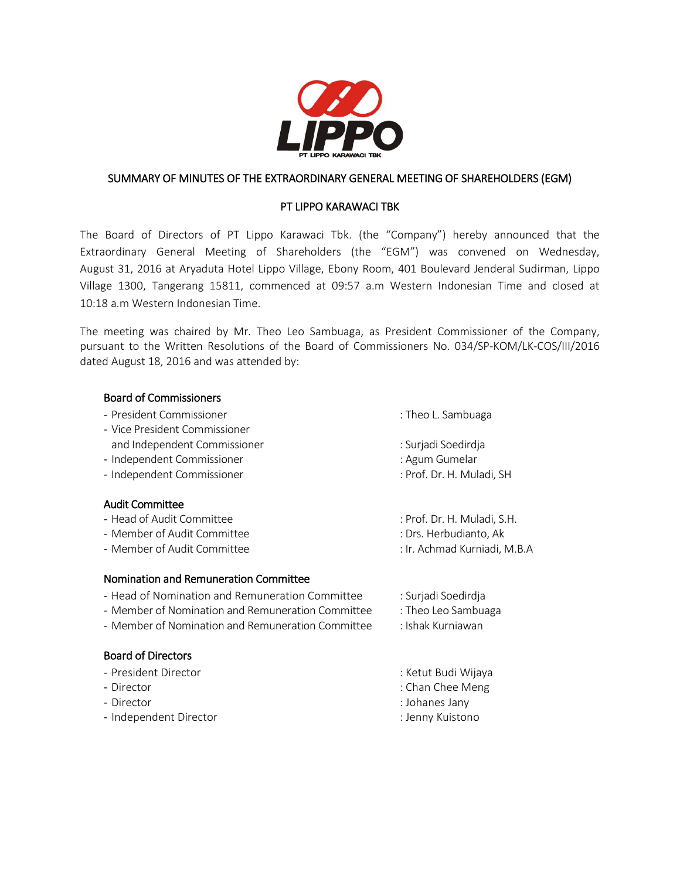# SUMMARY OF MINUTES OF THE EXTRAORDINARY GENERAL MEETING OF SHAREHOLDERS (EGM)

## PT LIPPO KARAWACI TBK

The Board of Directors of PT Lippo Karawaci Tbk. (the "Company") hereby announced that the Extraordinary General Meeting of Shareholders (the "EGM") was convened on Wednesday, August 31, 2016 at Aryaduta Hotel Lippo Village, Ebony Room, 401 Boulevard Jenderal Sudirman, Lippo Village 1300, Tangerang 15811, commenced at 09:57 a.m Western Indonesian Time and closed at 10:18 a.m Western Indonesian Time.

The meeting was chaired by Mr. Theo Leo Sambuaga, as President Commissioner of the Company, pursuant to the Written Resolutions of the Board of Commissioners No. 034/SP-KOM/LK-COS/III/2016 dated August 18, 2016 and was attended by:

**Board of Commissioners**

- President Commissioner : Theo L. Sambuaga
- Vice President Commissioner and Independent Commissioner : Surjadi Soedirdja
- Independent Commissioner : Agum Gumelar
- Independent Commissioner : Prof. Dr. H. Muladi, SH

**Audit Committee**

- Head of Audit Committee : Prof. Dr. H. Muladi, S.H.
- Member of Audit Committee : Drs. Herbudianto, Ak
- Member of Audit Committee : Ir. Achmad Kurniadi, M.B.A

**Nomination and Remuneration Committee**

- Head of Nomination and Remuneration Committee : Surjadi Soedirdja
- Member of Nomination and Remuneration Committee : Theo Leo Sambuaga
- Member of Nomination and Remuneration Committee : Ishak Kurniawan

**Board of Directors**

- President Director : Ketut Budi Wijaya
- Director : Chan Chee Meng
- Director : Johanes Jany
- Independent Director : Jenny Kuistono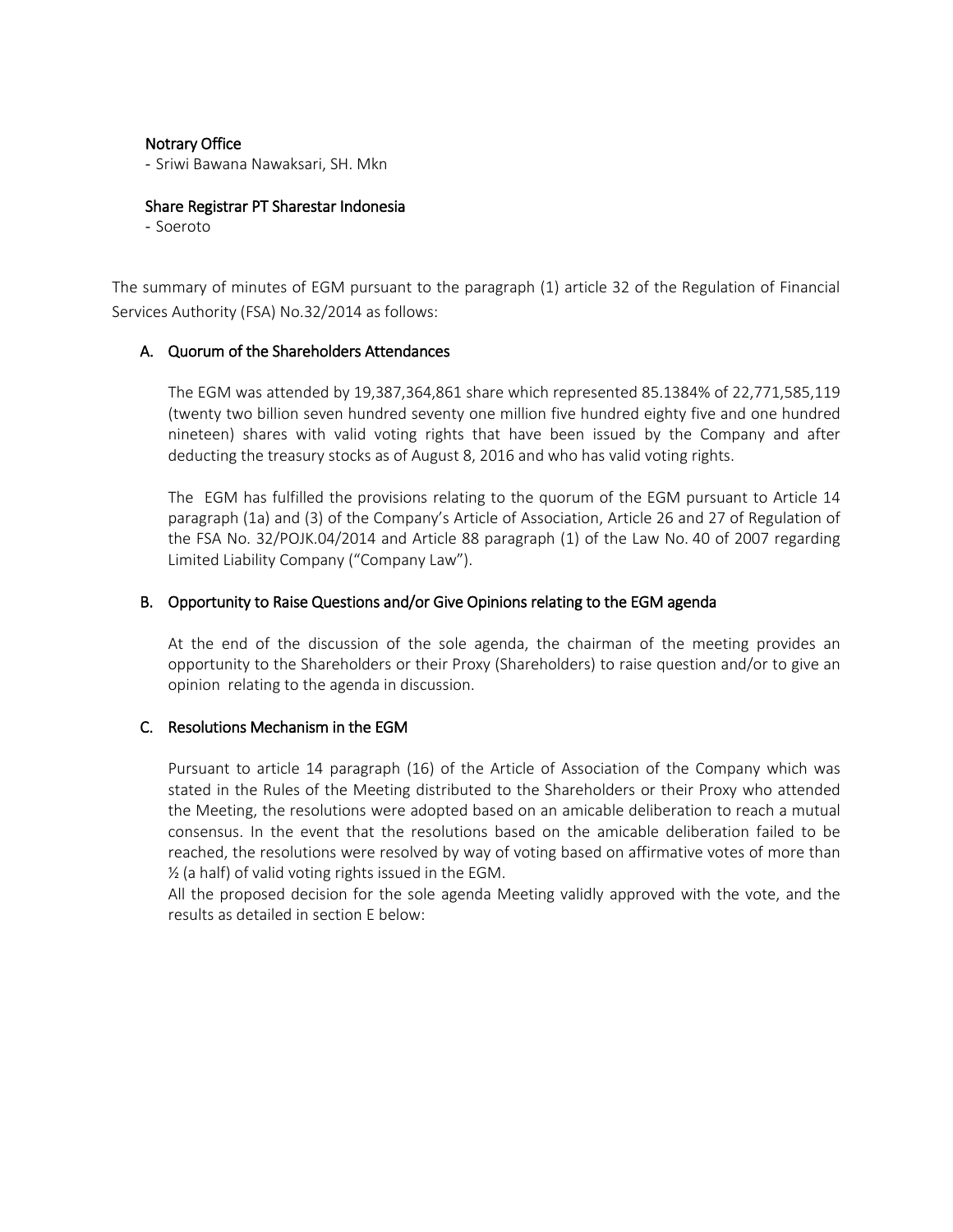Notrary Office
- Sriwi Bawana Nawaksari, SH. Mkn

Share Registrar PT Sharestar Indonesia
- Soeroto

The summary of minutes of EGM pursuant to the paragraph (1) article 32 of the Regulation of Financial Services Authority (FSA) No.32/2014 as follows:

## A. Quorum of the Shareholders Attendances

The EGM was attended by 19,387,364,861 share which represented 85.1384% of 22,771,585,119 (twenty two billion seven hundred seventy one million five hundred eighty five and one hundred nineteen) shares with valid voting rights that have been issued by the Company and after deducting the treasury stocks as of August 8, 2016 and who has valid voting rights.

The EGM has fulfilled the provisions relating to the quorum of the EGM pursuant to Article 14 paragraph (1a) and (3) of the Company's Article of Association, Article 26 and 27 of Regulation of the FSA No. 32/POJK.04/2014 and Article 88 paragraph (1) of the Law No. 40 of 2007 regarding Limited Liability Company ("Company Law").

## B. Opportunity to Raise Questions and/or Give Opinions relating to the EGM agenda

At the end of the discussion of the sole agenda, the chairman of the meeting provides an opportunity to the Shareholders or their Proxy (Shareholders) to raise question and/or to give an opinion relating to the agenda in discussion.

## C. Resolutions Mechanism in the EGM

Pursuant to article 14 paragraph (16) of the Article of Association of the Company which was stated in the Rules of the Meeting distributed to the Shareholders or their Proxy who attended the Meeting, the resolutions were adopted based on an amicable deliberation to reach a mutual consensus. In the event that the resolutions based on the amicable deliberation failed to be reached, the resolutions were resolved by way of voting based on affirmative votes of more than ½ (a half) of valid voting rights issued in the EGM.

All the proposed decision for the sole agenda Meeting validly approved with the vote, and the results as detailed in section E below: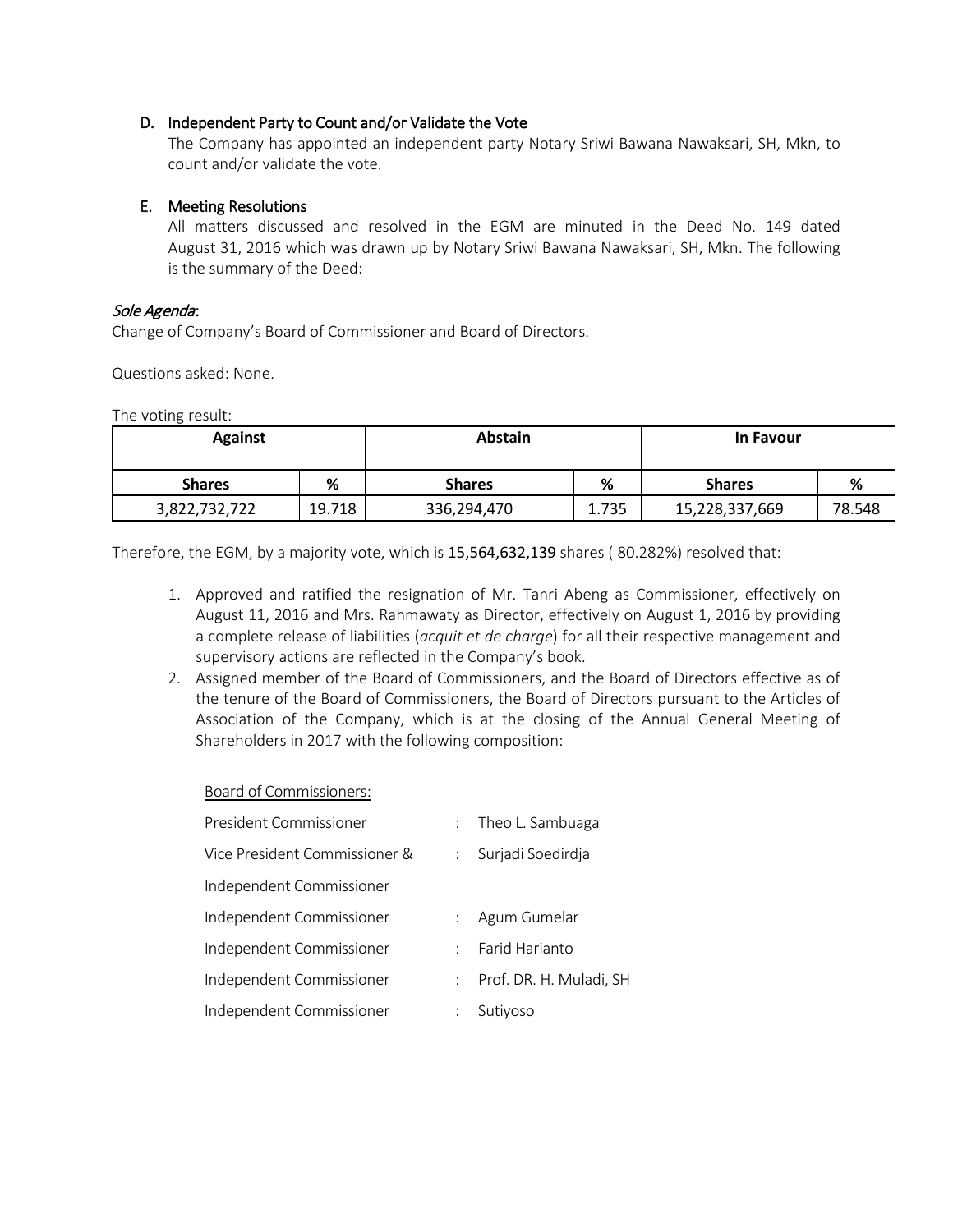### D. Independent Party to Count and/or Validate the Vote

The Company has appointed an independent party Notary Sriwi Bawana Nawaksari, SH, Mkn, to count and/or validate the vote.

### E. Meeting Resolutions

All matters discussed and resolved in the EGM are minuted in the Deed No. 149 dated August 31, 2016 which was drawn up by Notary Sriwi Bawana Nawaksari, SH, Mkn. The following is the summary of the Deed:

***Sole Agenda*:**

Change of Company's Board of Commissioner and Board of Directors.

Questions asked: None.

The voting result:

| Against | | Abstain | | In Favour | |
|---|---|---|---|---|---|
| **Shares** | **%** | **Shares** | **%** | **Shares** | **%** |
| 3,822,732,722 | 19.718 | 336,294,470 | 1.735 | 15,228,337,669 | 78.548 |

Therefore, the EGM, by a majority vote, which is 15,564,632,139 shares ( 80.282%) resolved that:

1. Approved and ratified the resignation of Mr. Tanri Abeng as Commissioner, effectively on August 11, 2016 and Mrs. Rahmawaty as Director, effectively on August 1, 2016 by providing a complete release of liabilities (*acquit et de charge*) for all their respective management and supervisory actions are reflected in the Company's book.
2. Assigned member of the Board of Commissioners, and the Board of Directors effective as of the tenure of the Board of Commissioners, the Board of Directors pursuant to the Articles of Association of the Company, which is at the closing of the Annual General Meeting of Shareholders in 2017 with the following composition:

   Board of Commissioners:

   | | | |
   |---|---|---|
   | President Commissioner | : | Theo L. Sambuaga |
   | Vice President Commissioner & Independent Commissioner | : | Surjadi Soedirdja |
   | Independent Commissioner | : | Agum Gumelar |
   | Independent Commissioner | : | Farid Harianto |
   | Independent Commissioner | : | Prof. DR. H. Muladi, SH |
   | Independent Commissioner | : | Sutiyoso |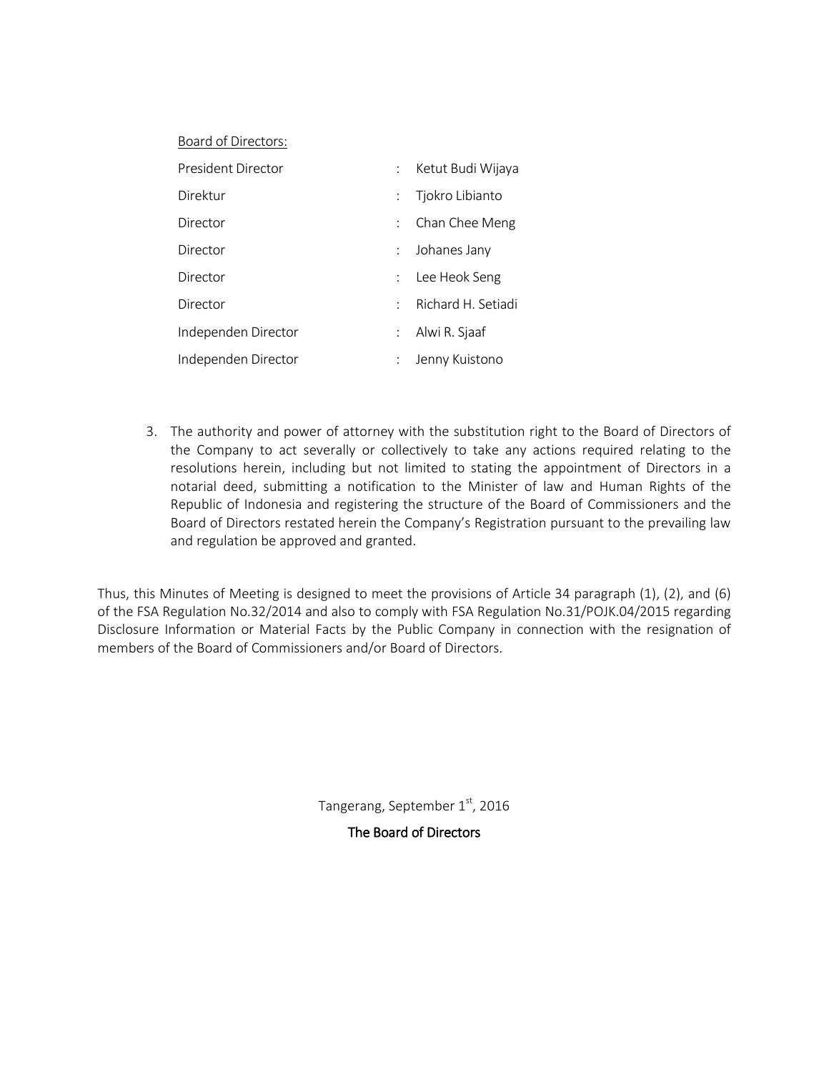<u>Board of Directors:</u>

| | | |
|---|---|---|
| President Director | : | Ketut Budi Wijaya |
| Direktur | : | Tjokro Libianto |
| Director | : | Chan Chee Meng |
| Director | : | Johanes Jany |
| Director | : | Lee Heok Seng |
| Director | : | Richard H. Setiadi |
| Independen Director | : | Alwi R. Sjaaf |
| Independen Director | : | Jenny Kuistono |

3. The authority and power of attorney with the substitution right to the Board of Directors of the Company to act severally or collectively to take any actions required relating to the resolutions herein, including but not limited to stating the appointment of Directors in a notarial deed, submitting a notification to the Minister of law and Human Rights of the Republic of Indonesia and registering the structure of the Board of Commissioners and the Board of Directors restated herein the Company's Registration pursuant to the prevailing law and regulation be approved and granted.

Thus, this Minutes of Meeting is designed to meet the provisions of Article 34 paragraph (1), (2), and (6) of the FSA Regulation No.32/2014 and also to comply with FSA Regulation No.31/POJK.04/2015 regarding Disclosure Information or Material Facts by the Public Company in connection with the resignation of members of the Board of Commissioners and/or Board of Directors.

Tangerang, September 1st, 2016

The Board of Directors